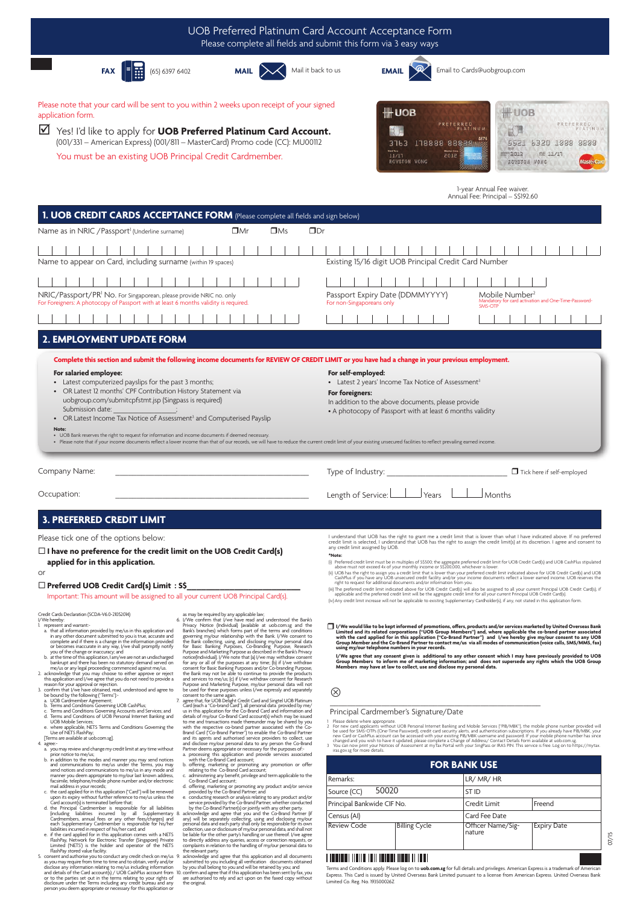# UOB Preferred Platinum Card Account Acceptance Form

Please complete all fields and submit this form via 3 easy ways

**FAX** (65) 6397 6402 **MAIL** Mail it back to us **EMAIL** Email to Cards@uobgroup.com

Please note that your card will be sent to you within 2 weeks upon receipt of your signed application form.

☑ Yes! I'd like to apply for **UOB Preferred Platinum Card Account.** (001/331 – American Express) (001/811 – MasterCard) Promo code (CC): MU00112

You must be an existing UOB Principal Credit Cardmember.

1-year Annual Fee waiver.
Annual Fee: Principal – S$192.60

## 1. UOB CREDIT CARDS ACCEPTANCE FORM (Please complete all fields and sign below)

Name as in NRIC / Passport[1] (Underline surname) ☐Mr ☐Ms ☐Dr

Name to appear on Card, including surname (within 19 spaces)

Existing 15/16 digit UOB Principal Credit Card Number

NRIC/Passport/PR[1] No. For Singaporean, please provide NRIC no. only
For Foreigners: A photocopy of Passport with at least 6 months validity is required.

Passport Expiry Date (DDMMYYYY)
For non-Singaporeans only

Mobile Number[2]
Mandatory for card activation and One-Time-Password-SMS-OTP

## 2. EMPLOYMENT UPDATE FORM

**Complete this section and submit the following income documents for REVIEW OF CREDIT LIMIT or you have had a change in your previous employment.**

**For salaried employee:**
- Latest computerized payslips for the past 3 months;
- OR Latest 12 months' CPF Contribution History Statement via uobgroup.com/submitcpfstmt.jsp (Singpass is required)
  Submission date: \_\_\_\_\_\_\_\_\_\_\_\_\_\_\_\_
- OR Latest Income Tax Notice of Assessment[3] and Computerised Payslip

**For self-employed:**
- Latest 2 years' Income Tax Notice of Assessment[3]

**For foreigners:**
In addition to the above documents, please provide
- A photocopy of Passport with at least 6 months validity

**Note:**
- UOB Bank reserves the right to request for information and income documents if deemed necessary.
- Please note that if your income documents reflect a lower income than that of our records, we will have to reduce the current credit limit of your existing unsecured facilities to reflect prevailing earned income.

Company Name: \_\_\_\_\_\_\_\_\_\_\_\_\_\_\_\_\_\_\_\_ Type of Industry: \_\_\_\_\_\_\_\_\_\_\_\_\_\_\_\_ ☐ Tick here if self-employed

Occupation: \_\_\_\_\_\_\_\_\_\_\_\_\_\_\_\_\_\_\_\_ Length of Service: \_\_\_ Years \_\_\_ Months

## 3. PREFERRED CREDIT LIMIT

Please tick one of the options below:

☐ **I have no preference for the credit limit on the UOB Credit Card(s) applied for in this application.**

or

☐ **Preferred UOB Credit Card(s) Limit : S$\_\_\_\_\_\_\_\_\_\_\_\_\_\_\_\_\_\_\_\_**

Important: This amount will be assigned to all your current UOB Principal Card(s).

I understand that UOB has the right to grant me a credit limit that is lower than what I have indicated above. If no preferred credit limit is selected, I understand that UOB has the right to assign the credit limit(s) at its discretion. I agree and consent to any credit limit assigned by UOB.

***Note:**

(i) Preferred credit limit must be in multiples of S$500; the aggregate preferred credit limit for UOB Credit Card(s) and UOB CashPlus stipulated above must not exceed 4x of your monthly income or S$200,000, whichever is lower.
(ii) UOB has the right to assign you a credit limit that is lower than your preferred credit limit indicated above for UOB Credit Card(s) and UOB CashPlus if you have any UOB unsecured credit facility and/or your income documents reflect a lower earned income. UOB reserves the right to request for additional documents and/or information from you.
(iii) The preferred credit limit indicated above for UOB Credit Card(s) will also be assigned to all your current Principal UOB Credit Card(s), if applicable and the preferred credit limit will be the aggregate credit limit for all your current Principal UOB Credit Card(s).
(iv) Any credit limit increase will not be applicable to existing Supplementary Cardholder(s), if any, not stated in this application form.

Credit Cards Declaration (SCDA-V6.0-21052014)
I/We hereby:
1. represent and warrant:-
   a. that all information provided by me/us in this application and in any other document submitted to you is true, accurate and complete and if there is a change in the information provided or becomes inaccurate in any way, I/We shall promptly notify you of the change or inaccuracy; and
   b. at the time of this application, I am/we are not an undischarged bankrupt and there has been no statutory demand served on me/us or any legal proceeding commenced against me/us.
2. acknowledge that you may choose to either approve or reject this application and I/we agree that you do not need to provide a reason for your approval or rejection.
3. confirm that I/we have obtained, read, understood and agree to be bound by the following ("Terms"):-
   a. UOB Cardmember Agreement;
   b. Terms and Conditions Governing UOB CashPlus;
   c. Terms and Conditions Governing Accounts and Services; and
   d. Terms and Conditions of UOB Personal Internet Banking and UOB Mobile Services;
   e. where applicable, NETS Terms and Conditions Governing the Use of NETS FlashPay;
   [Terms are available at uob.com.sg].
4. agree:-
   a. you may review and change my credit limit at any time without prior notice to me/us;
   b. in addition to the modes and manner you may send notices and communications to me/us under the Terms, you may send notices and communications to me/us in any mode and manner you deem appropriate to my/our last known address, facsimile, telephone/mobile phone number and/or electronic mail address in your records;
   c. the card applied for in this application ("Card") will be renewed upon its expiry without further reference to me/us unless the Card account(s) is terminated before that;
   d. the Principal Cardmember is responsible for all liabilities (including liabilities incurred by all Supplementary Cardmembers, annual fees or any other fees/charges) and each Supplementary Cardmember is responsible for his/her liabilities incurred in respect of his/her card; and
   e. if the card applied for in this application comes with a NETS FlashPay, Network for Electronic Transfer (Singapore) Private Limited ('NETS') is the holder and operator of the NETS FlashPay stored value facility.
5. consent and authorise you to conduct any credit check on me/us as you may require from time to time and to obtain, verify and/or disclose any information relating to me/us including information and details of the Card account(s) / UOB CashPlus account from or to the parties set out in the terms relating to your rights of disclosure under the Terms including any credit bureau and any person you deem appropriate or necessary for the purpose of such disclosure as may be required by any applicable law;
6. I/We confirm that I/we have read and understood the Bank's Privacy Notice (Individual) (available at uob.com.sg and the Bank's branches) which forms part of the terms and conditions governing my/our relationship with the Bank. I/We consent to the Bank collecting, using and disclosing my/our personal data for Basic Banking Purposes, Co-Branding Purpose, Research Purpose and Marketing Purpose as described in the Bank's Privacy notice(Individual). I/We note that (a) I/we may withdraw consent for any or all of the purposes at any time; (b) if I/We withdraw consent for Basic Banking Purposes and/or Co-branding Purpose, the Bank may not be able to continue to provide the products and services to me/us; (c) if I/We withdraw consent for Research Purpose and Marketing Purpose, my/our personal data will not be used for these purposes unless I/we expressly and separately consent to the same again.
7. agree that, for UOB Delight Credit Card and Singtel UOB Platinum Card (each a "Co-brand Card"), all personal data provided by me/us in this application for the Co-Brand Card and information and details of my/our Co-Brand Card account(s) which may be issued to me and transactions made thereunder may be shared by you with the respective co-brand partner associated with the Co-Brand Card ("Co-Brand Partner") to enable the Co-Brand Partner and its agents and authorised service providers to collect, use and disclose my/our personal data to any person the Co-Brand Partner deems appropriate or necessary for the purposes of:-
   a. processing this application and provide services associated with the Co-Brand Card account;
   b. offering, marketing or promoting any promotion or offer relating to the Co-Brand Card account;
   c. administering any benefit, privilege and term applicable to the Co-Brand Card account;
   d. offering, marketing or promoting any product and/or service provided by the Co-Brand Partner; and
   e. conducting research or analysis relating to any product and/or service provided by the Co-Brand Partner, whether conducted by the Co-Brand Partner(s) or jointly with any other party.
8. acknowledge and agree that you and the Co-Brand Partner (if any) will be separately collecting, using and disclosing my/our personal data and each party shall only be responsible for its own collection, use or disclosure of my/our personal data, and shall not be liable for the other party's handling or use thereof. I/we agree to directly address any queries, access or correction requests, or complaints in relation to the handling of my/our personal data to the relevant party.
9. acknowledge and agree that this application and all documents submitted to you including all verification documents obtained by you shall belong to you and will be retained by you; and
10. confirm and agree that if this application has been sent by fax, you are authorised to rely and act upon on the faxed copy without the original.

☐ **I/We would like to be kept informed of promotions, offers, products and/or services marketed by United Overseas Bank Limited and its related corporations ("UOB Group Members") and, where applicable the co-brand partner associated with the card applied for in this application ("Co-Brand Partner") and I/we hereby give my/our consent to any UOB Group Member and the Co-Brand Partner to contact me/us via all modes of communication (voice calls, SMS/MMS, fax) using my/our telephone numbers in your records.**

**I/We agree that any consent given is additional to any other consent which I may have previously provided to UOB Group Members to inform me of marketing information; and does not supersede any rights which the UOB Group Members may have at law to collect, use and disclose my personal data.**

Principal Cardmember's Signature/Date \_\_\_\_\_\_\_\_\_\_\_\_\_\_\_\_\_\_\_\_

1. Please delete where appropriate.
2. For new card applicants without UOB Personal Internet Banking and Mobile Services ("PIB/MBK"), the mobile phone number provided will be used for SMS-OTPs (One-Time Password), credit card security alerts, and authentication subscriptions. If you already have PIB/MBK, your new Card or CashPlus account can be accessed with your existing PIB/MBK username and password. If your mobile phone number has since changed and you wish to have it updated, please complete a Change of Address/ Contact Details Form available at uob.com.sg.
3. You can now print your Notices of Assessment at myTax Portal with your SingPass or IRAS PIN. This service is free. Log on to https://mytax.iras.gov.sg for more details.

**FOR BANK USE**

| | | |
|---|---|---|
| Remarks: | LR/ MR/ HR | |
| Source (CC) 50020 | ST ID | |
| Principal Bankwide CIF No. | Credit Limit | Freend |
| Census (AI) | Card Fee Date | |
| Review Code / Billing Cycle | Officer Name/Signature | Expiry Date |

Terms and Conditions apply. Please log on to **uob.com.sg** for full details and privileges. American Express is a trademark of American Express. This Card is issued by United Overseas Bank Limited pursuant to a license from American Express. United Overseas Bank Limited Co. Reg. No. 193500026Z

07/15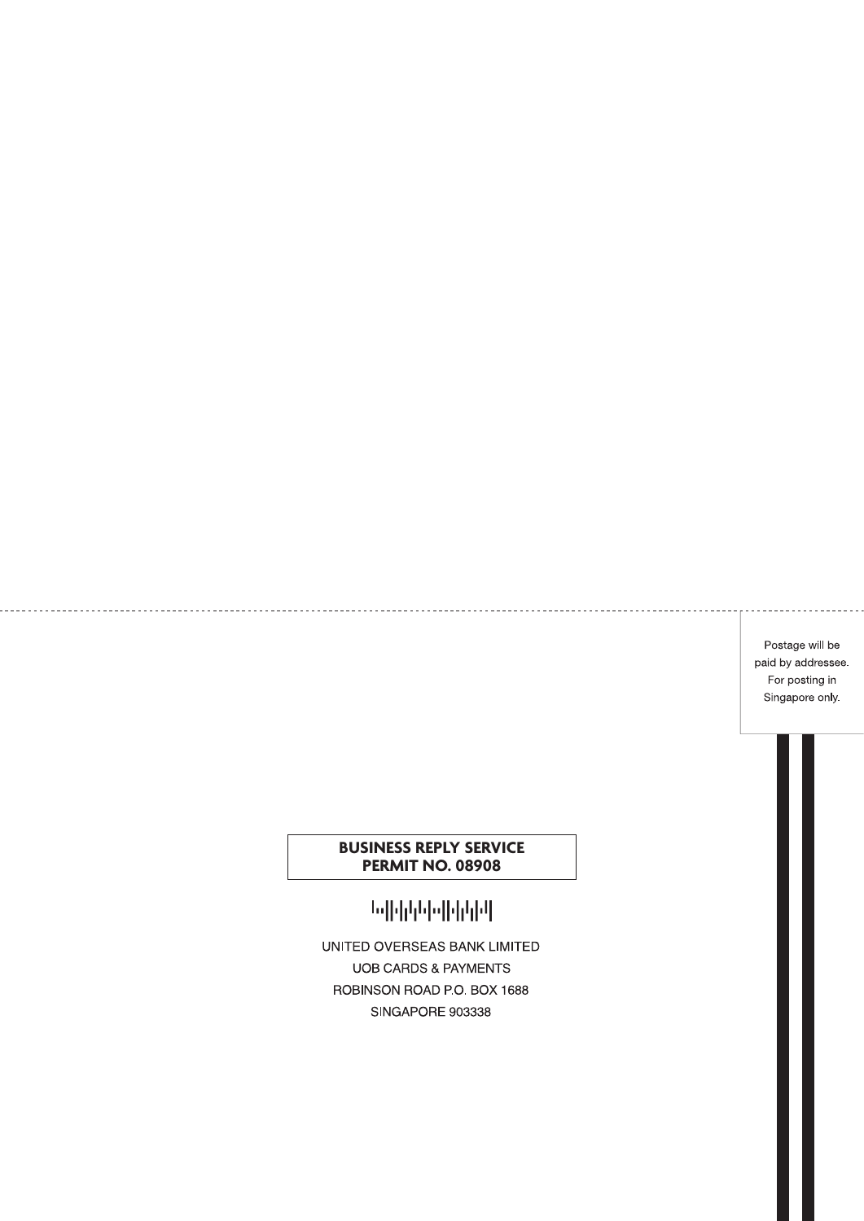Postage will be paid by addressee. For posting in Singapore only.

**BUSINESS REPLY SERVICE**
**PERMIT NO. 08908**

UNITED OVERSEAS BANK LIMITED
UOB CARDS & PAYMENTS
ROBINSON ROAD P.O. BOX 1688
SINGAPORE 903338